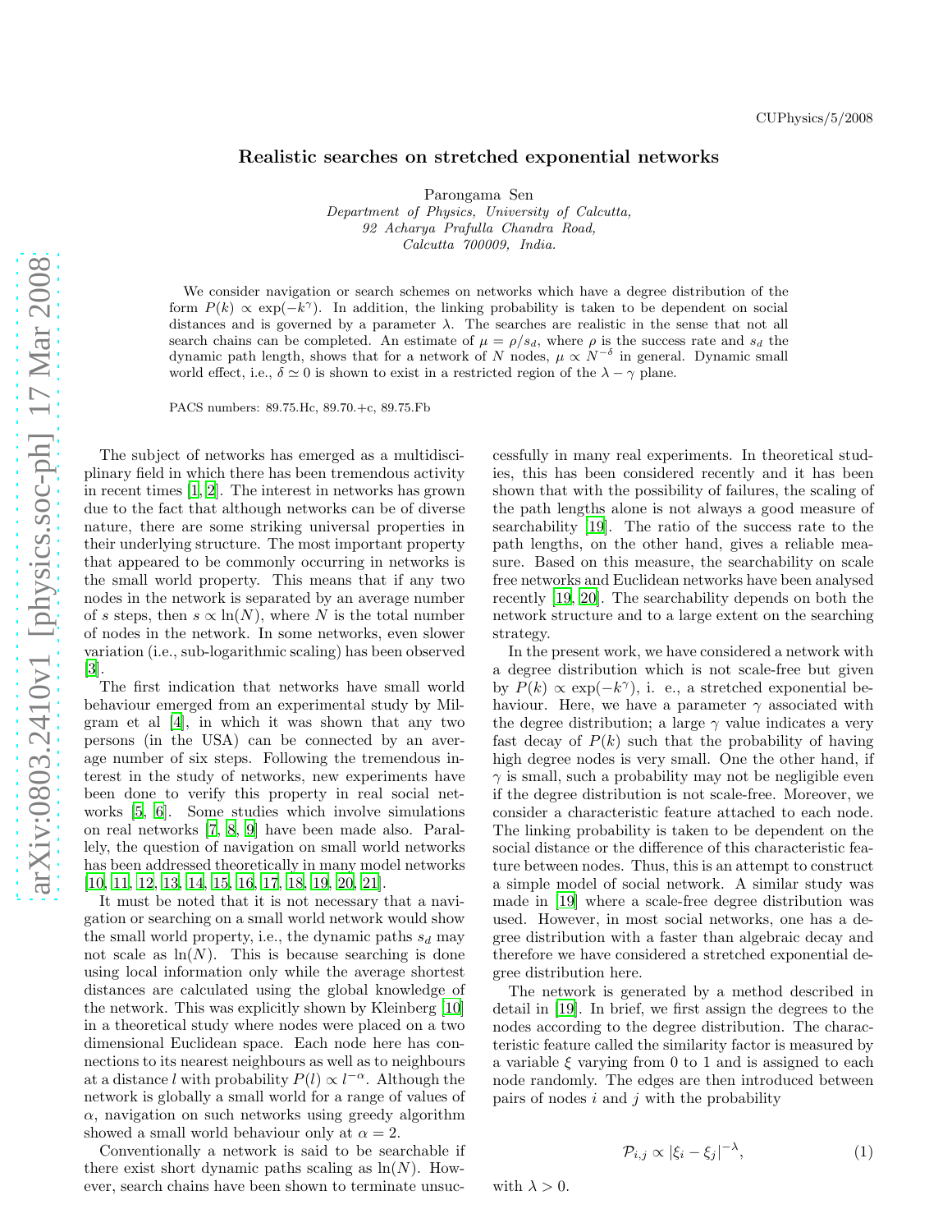CUPhysics/5/2008

# Realistic searches on stretched exponential networks

Parongama Sen

*Department of Physics, University of Calcutta, 92 Acharya Prafulla Chandra Road, Calcutta 700009, India.*

We consider navigation or search schemes on networks which have a degree distribution of the form $P(k) \propto \exp(-k^\gamma)$. In addition, the linking probability is taken to be dependent on social distances and is governed by a parameter $\lambda$. The searches are realistic in the sense that not all search chains can be completed. An estimate of $\mu = \rho/s_d$, where $\rho$ is the success rate and $s_d$ the dynamic path length, shows that for a network of $N$ nodes, $\mu \propto N^{-\delta}$ in general. Dynamic small world effect, i.e., $\delta \simeq 0$ is shown to exist in a restricted region of the $\lambda - \gamma$ plane.

PACS numbers: 89.75.Hc, 89.70.+c, 89.75.Fb

The subject of networks has emerged as a multidisciplinary field in which there has been tremendous activity in recent times [1, 2]. The interest in networks has grown due to the fact that although networks can be of diverse nature, there are some striking universal properties in their underlying structure. The most important property that appeared to be commonly occurring in networks is the small world property. This means that if any two nodes in the network is separated by an average number of $s$ steps, then $s \propto \ln(N)$, where $N$ is the total number of nodes in the network. In some networks, even slower variation (i.e., sub-logarithmic scaling) has been observed [3].

The first indication that networks have small world behaviour emerged from an experimental study by Milgram et al [4], in which it was shown that any two persons (in the USA) can be connected by an average number of six steps. Following the tremendous interest in the study of networks, new experiments have been done to verify this property in real social networks [5, 6]. Some studies which involve simulations on real networks [7, 8, 9] have been made also. Parallely, the question of navigation on small world networks has been addressed theoretically in many model networks [10, 11, 12, 13, 14, 15, 16, 17, 18, 19, 20, 21].

It must be noted that it is not necessary that a navigation or searching on a small world network would show the small world property, i.e., the dynamic paths $s_d$ may not scale as $\ln(N)$. This is because searching is done using local information only while the average shortest distances are calculated using the global knowledge of the network. This was explicitly shown by Kleinberg [10] in a theoretical study where nodes were placed on a two dimensional Euclidean space. Each node here has connections to its nearest neighbours as well as to neighbours at a distance $l$ with probability $P(l) \propto l^{-\alpha}$. Although the network is globally a small world for a range of values of $\alpha$, navigation on such networks using greedy algorithm showed a small world behaviour only at $\alpha = 2$.

Conventionally a network is said to be searchable if there exist short dynamic paths scaling as $\ln(N)$. However, search chains have been shown to terminate unsuccessfully in many real experiments. In theoretical studies, this has been considered recently and it has been shown that with the possibility of failures, the scaling of the path lengths alone is not always a good measure of searchability [19]. The ratio of the success rate to the path lengths, on the other hand, gives a reliable measure. Based on this measure, the searchability on scale free networks and Euclidean networks have been analysed recently [19, 20]. The searchability depends on both the network structure and to a large extent on the searching strategy.

In the present work, we have considered a network with a degree distribution which is not scale-free but given by $P(k) \propto \exp(-k^\gamma)$, i. e., a stretched exponential behaviour. Here, we have a parameter $\gamma$ associated with the degree distribution; a large $\gamma$ value indicates a very fast decay of $P(k)$ such that the probability of having high degree nodes is very small. One the other hand, if $\gamma$ is small, such a probability may not be negligible even if the degree distribution is not scale-free. Moreover, we consider a characteristic feature attached to each node. The linking probability is taken to be dependent on the social distance or the difference of this characteristic feature between nodes. Thus, this is an attempt to construct a simple model of social network. A similar study was made in [19] where a scale-free degree distribution was used. However, in most social networks, one has a degree distribution with a faster than algebraic decay and therefore we have considered a stretched exponential degree distribution here.

The network is generated by a method described in detail in [19]. In brief, we first assign the degrees to the nodes according to the degree distribution. The characteristic feature called the similarity factor is measured by a variable $\xi$ varying from 0 to 1 and is assigned to each node randomly. The edges are then introduced between pairs of nodes $i$ and $j$ with the probability

$$\mathcal{P}_{i,j} \propto |\xi_i - \xi_j|^{-\lambda}, \tag{1}$$

with $\lambda > 0$.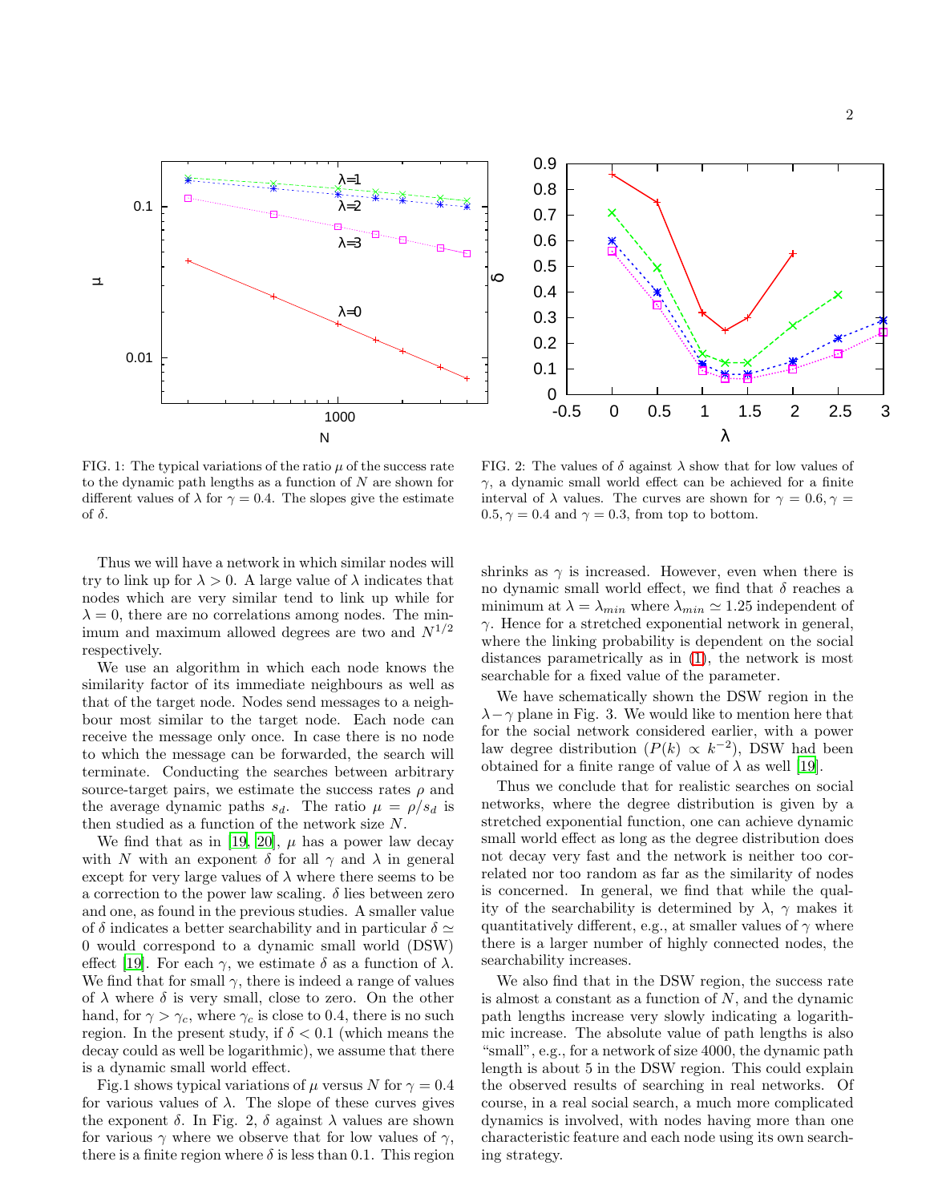FIG. 1: The typical variations of the ratio $\mu$ of the success rate to the dynamic path lengths as a function of $N$ are shown for different values of $\lambda$ for $\gamma = 0.4$. The slopes give the estimate of $\delta$.

FIG. 2: The values of $\delta$ against $\lambda$ show that for low values of $\gamma$, a dynamic small world effect can be achieved for a finite interval of $\lambda$ values. The curves are shown for $\gamma = 0.6, \gamma = 0.5, \gamma = 0.4$ and $\gamma = 0.3$, from top to bottom.

Thus we will have a network in which similar nodes will try to link up for $\lambda > 0$. A large value of $\lambda$ indicates that nodes which are very similar tend to link up while for $\lambda = 0$, there are no correlations among nodes. The minimum and maximum allowed degrees are two and $N^{1/2}$ respectively.

We use an algorithm in which each node knows the similarity factor of its immediate neighbours as well as that of the target node. Nodes send messages to a neighbour most similar to the target node. Each node can receive the message only once. In case there is no node to which the message can be forwarded, the search will terminate. Conducting the searches between arbitrary source-target pairs, we estimate the success rates $\rho$ and the average dynamic paths $s_d$. The ratio $\mu = \rho/s_d$ is then studied as a function of the network size $N$.

We find that as in [19, 20], $\mu$ has a power law decay with $N$ with an exponent $\delta$ for all $\gamma$ and $\lambda$ in general except for very large values of $\lambda$ where there seems to be a correction to the power law scaling. $\delta$ lies between zero and one, as found in the previous studies. A smaller value of $\delta$ indicates a better searchability and in particular $\delta \simeq 0$ would correspond to a dynamic small world (DSW) effect [19]. For each $\gamma$, we estimate $\delta$ as a function of $\lambda$. We find that for small $\gamma$, there is indeed a range of values of $\lambda$ where $\delta$ is very small, close to zero. On the other hand, for $\gamma > \gamma_c$, where $\gamma_c$ is close to 0.4, there is no such region. In the present study, if $\delta < 0.1$ (which means the decay could as well be logarithmic), we assume that there is a dynamic small world effect.

Fig.1 shows typical variations of $\mu$ versus $N$ for $\gamma = 0.4$ for various values of $\lambda$. The slope of these curves gives the exponent $\delta$. In Fig. 2, $\delta$ against $\lambda$ values are shown for various $\gamma$ where we observe that for low values of $\gamma$, there is a finite region where $\delta$ is less than 0.1. This region shrinks as $\gamma$ is increased. However, even when there is no dynamic small world effect, we find that $\delta$ reaches a minimum at $\lambda = \lambda_{min}$ where $\lambda_{min} \simeq 1.25$ independent of $\gamma$. Hence for a stretched exponential network in general, where the linking probability is dependent on the social distances parametrically as in (1), the network is most searchable for a fixed value of the parameter.

We have schematically shown the DSW region in the $\lambda - \gamma$ plane in Fig. 3. We would like to mention here that for the social network considered earlier, with a power law degree distribution ($P(k) \propto k^{-2}$), DSW had been obtained for a finite range of value of $\lambda$ as well [19].

Thus we conclude that for realistic searches on social networks, where the degree distribution is given by a stretched exponential function, one can achieve dynamic small world effect as long as the degree distribution does not decay very fast and the network is neither too correlated nor too random as far as the similarity of nodes is concerned. In general, we find that while the quality of the searchability is determined by $\lambda$, $\gamma$ makes it quantitatively different, e.g., at smaller values of $\gamma$ where there is a larger number of highly connected nodes, the searchability increases.

We also find that in the DSW region, the success rate is almost a constant as a function of $N$, and the dynamic path lengths increase very slowly indicating a logarithmic increase. The absolute value of path lengths is also "small", e.g., for a network of size 4000, the dynamic path length is about 5 in the DSW region. This could explain the observed results of searching in real networks. Of course, in a real social search, a much more complicated dynamics is involved, with nodes having more than one characteristic feature and each node using its own searching strategy.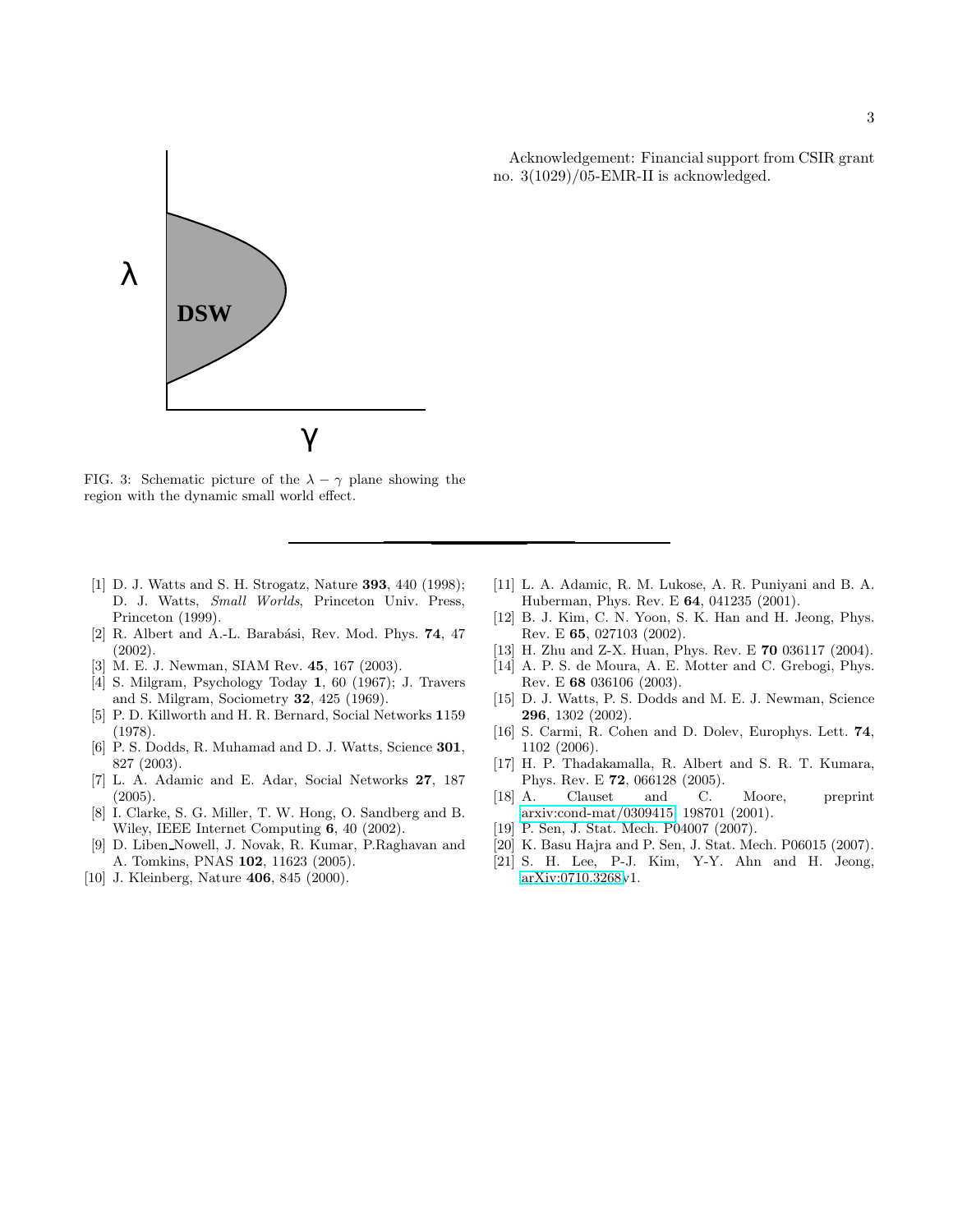λ

DSW

γ

FIG. 3: Schematic picture of the $\lambda - \gamma$ plane showing the region with the dynamic small world effect.

Acknowledgement: Financial support from CSIR grant no. 3(1029)/05-EMR-II is acknowledged.

---

[1] D. J. Watts and S. H. Strogatz, Nature **393**, 440 (1998); D. J. Watts, *Small Worlds*, Princeton Univ. Press, Princeton (1999).

[2] R. Albert and A.-L. Barabási, Rev. Mod. Phys. **74**, 47 (2002).

[3] M. E. J. Newman, SIAM Rev. **45**, 167 (2003).

[4] S. Milgram, Psychology Today **1**, 60 (1967); J. Travers and S. Milgram, Sociometry **32**, 425 (1969).

[5] P. D. Killworth and H. R. Bernard, Social Networks **1**159 (1978).

[6] P. S. Dodds, R. Muhamad and D. J. Watts, Science **301**, 827 (2003).

[7] L. A. Adamic and E. Adar, Social Networks **27**, 187 (2005).

[8] I. Clarke, S. G. Miller, T. W. Hong, O. Sandberg and B. Wiley, IEEE Internet Computing **6**, 40 (2002).

[9] D. Liben_Nowell, J. Novak, R. Kumar, P.Raghavan and A. Tomkins, PNAS **102**, 11623 (2005).

[10] J. Kleinberg, Nature **406**, 845 (2000).

[11] L. A. Adamic, R. M. Lukose, A. R. Puniyani and B. A. Huberman, Phys. Rev. E **64**, 041235 (2001).

[12] B. J. Kim, C. N. Yoon, S. K. Han and H. Jeong, Phys. Rev. E **65**, 027103 (2002).

[13] H. Zhu and Z-X. Huan, Phys. Rev. E **70** 036117 (2004).

[14] A. P. S. de Moura, A. E. Motter and C. Grebogi, Phys. Rev. E **68** 036106 (2003).

[15] D. J. Watts, P. S. Dodds and M. E. J. Newman, Science **296**, 1302 (2002).

[16] S. Carmi, R. Cohen and D. Dolev, Europhys. Lett. **74**, 1102 (2006).

[17] H. P. Thadakamalla, R. Albert and S. R. T. Kumara, Phys. Rev. E **72**, 066128 (2005).

[18] A. Clauset and C. Moore, preprint arxiv:cond-mat/0309415, 198701 (2001).

[19] P. Sen, J. Stat. Mech. P04007 (2007).

[20] K. Basu Hajra and P. Sen, J. Stat. Mech. P06015 (2007).

[21] S. H. Lee, P-J. Kim, Y-Y. Ahn and H. Jeong, arXiv:0710.3268v1.